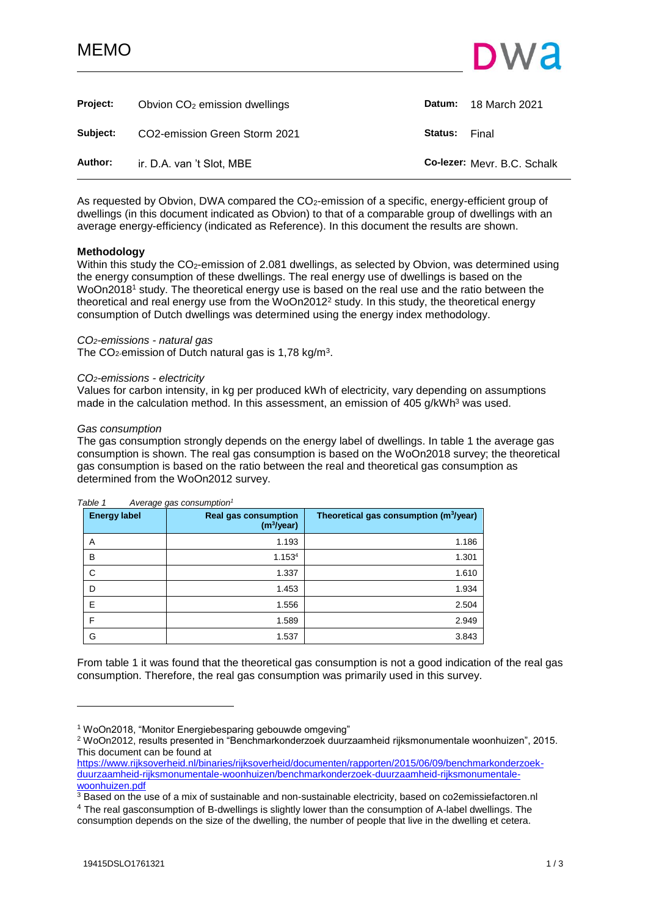# MEMO

DWA

| | | | |
|---|---|---|---|
| **Project:** | Obvion $CO_2$ emission dwellings | **Datum:** | 18 March 2021 |
| **Subject:** | CO2-emission Green Storm 2021 | **Status:** | Final |
| **Author:** | ir. D.A. van 't Slot, MBE | **Co-lezer:** | Mevr. B.C. Schalk |

As requested by Obvion, DWA compared the $CO_2$-emission of a specific, energy-efficient group of dwellings (in this document indicated as Obvion) to that of a comparable group of dwellings with an average energy-efficiency (indicated as Reference). In this document the results are shown.

### Methodology

Within this study the $CO_2$-emission of 2.081 dwellings, as selected by Obvion, was determined using the energy consumption of these dwellings. The real energy use of dwellings is based on the WoOn2018[1] study. The theoretical energy use is based on the real use and the ratio between the theoretical and real energy use from the WoOn2012[2] study. In this study, the theoretical energy consumption of Dutch dwellings was determined using the energy index methodology.

*$CO_2$-emissions - natural gas*

The $CO_2$-emission of Dutch natural gas is 1,78 kg/m$^3$.

*$CO_2$-emissions - electricity*

Values for carbon intensity, in kg per produced kWh of electricity, vary depending on assumptions made in the calculation method. In this assessment, an emission of 405 g/kWh[3] was used.

*Gas consumption*

The gas consumption strongly depends on the energy label of dwellings. In table 1 the average gas consumption is shown. The real gas consumption is based on the WoOn2018 survey; the theoretical gas consumption is based on the ratio between the real and theoretical gas consumption as determined from the WoOn2012 survey.

*Table 1 Average gas consumption[1]*

| Energy label | Real gas consumption (m$^3$/year) | Theoretical gas consumption (m$^3$/year) |
|---|---|---|
| A | 1.193 | 1.186 |
| B | 1.153[4] | 1.301 |
| C | 1.337 | 1.610 |
| D | 1.453 | 1.934 |
| E | 1.556 | 2.504 |
| F | 1.589 | 2.949 |
| G | 1.537 | 3.843 |

From table 1 it was found that the theoretical gas consumption is not a good indication of the real gas consumption. Therefore, the real gas consumption was primarily used in this survey.

---

[1] WoOn2018, "Monitor Energiebesparing gebouwde omgeving"

[2] WoOn2012, results presented in "Benchmarkonderzoek duurzaamheid rijksmonumentale woonhuizen", 2015. This document can be found at https://www.rijksoverheid.nl/binaries/rijksoverheid/documenten/rapporten/2015/06/09/benchmarkonderzoek-duurzaamheid-rijksmonumentale-woonhuizen/benchmarkonderzoek-duurzaamheid-rijksmonumentale-woonhuizen.pdf

[3] Based on the use of a mix of sustainable and non-sustainable electricity, based on co2emissiefactoren.nl

[4] The real gasconsumption of B-dwellings is slightly lower than the consumption of A-label dwellings. The consumption depends on the size of the dwelling, the number of people that live in the dwelling et cetera.

19415DSLO1761321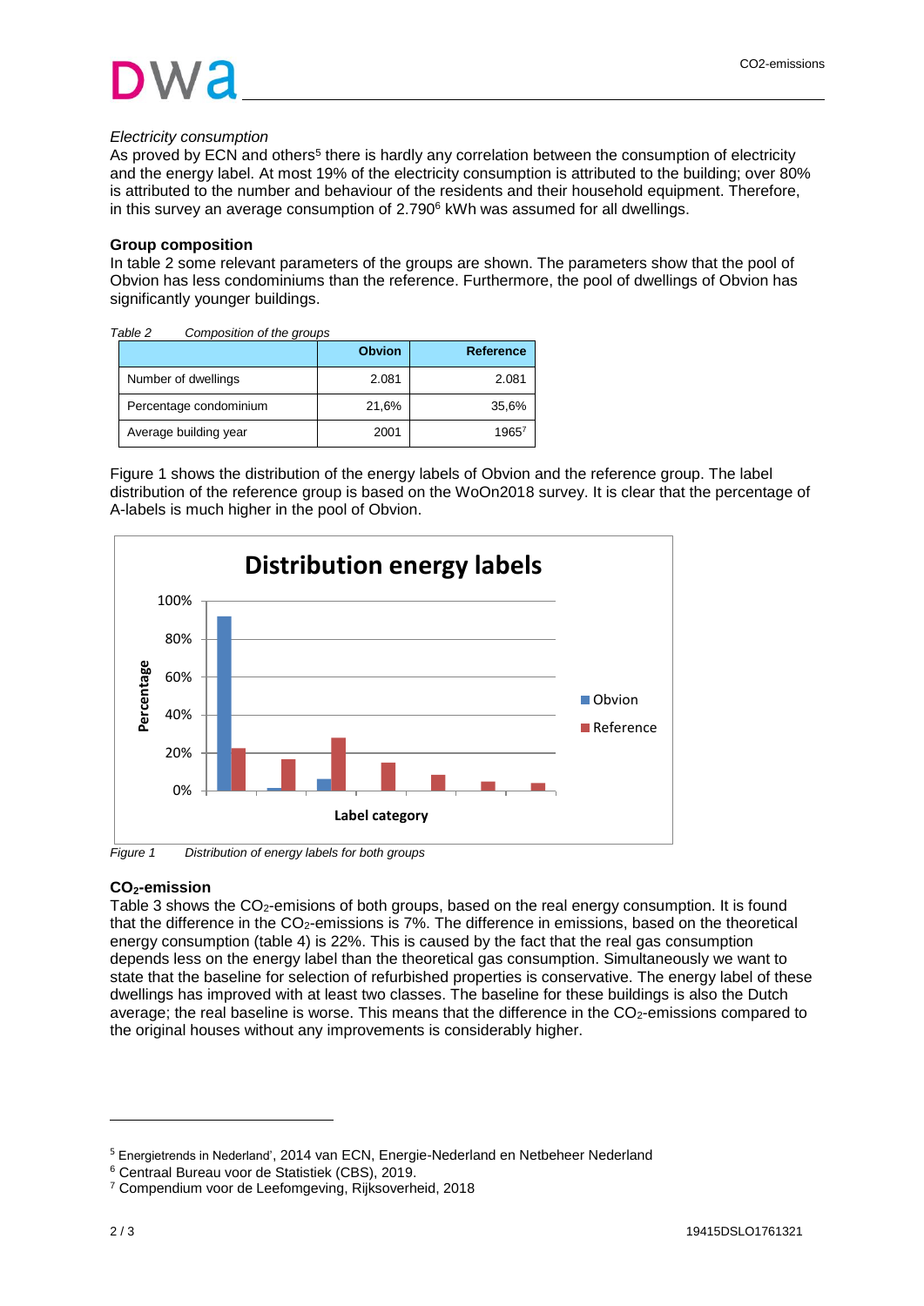*Electricity consumption*

As proved by ECN and others[5] there is hardly any correlation between the consumption of electricity and the energy label. At most 19% of the electricity consumption is attributed to the building; over 80% is attributed to the number and behaviour of the residents and their household equipment. Therefore, in this survey an average consumption of 2.790[6] kWh was assumed for all dwellings.

**Group composition**

In table 2 some relevant parameters of the groups are shown. The parameters show that the pool of Obvion has less condominiums than the reference. Furthermore, the pool of dwellings of Obvion has significantly younger buildings.

*Table 2 Composition of the groups*

| | Obvion | Reference |
|---|---|---|
| Number of dwellings | 2.081 | 2.081 |
| Percentage condominium | 21,6% | 35,6% |
| Average building year | 2001 | 1965[7] |

Figure 1 shows the distribution of the energy labels of Obvion and the reference group. The label distribution of the reference group is based on the WoOn2018 survey. It is clear that the percentage of A-labels is much higher in the pool of Obvion.

*Figure 1 Distribution of energy labels for both groups*

**$CO_2$-emission**

Table 3 shows the $CO_2$-emisions of both groups, based on the real energy consumption. It is found that the difference in the $CO_2$-emissions is 7%. The difference in emissions, based on the theoretical energy consumption (table 4) is 22%. This is caused by the fact that the real gas consumption depends less on the energy label than the theoretical gas consumption. Simultaneously we want to state that the baseline for selection of refurbished properties is conservative. The energy label of these dwellings has improved with at least two classes. The baseline for these buildings is also the Dutch average; the real baseline is worse. This means that the difference in the $CO_2$-emissions compared to the original houses without any improvements is considerably higher.

---

[5] Energietrends in Nederland', 2014 van ECN, Energie-Nederland en Netbeheer Nederland

[6] Centraal Bureau voor de Statistiek (CBS), 2019.

[7] Compendium voor de Leefomgeving, Rijksoverheid, 2018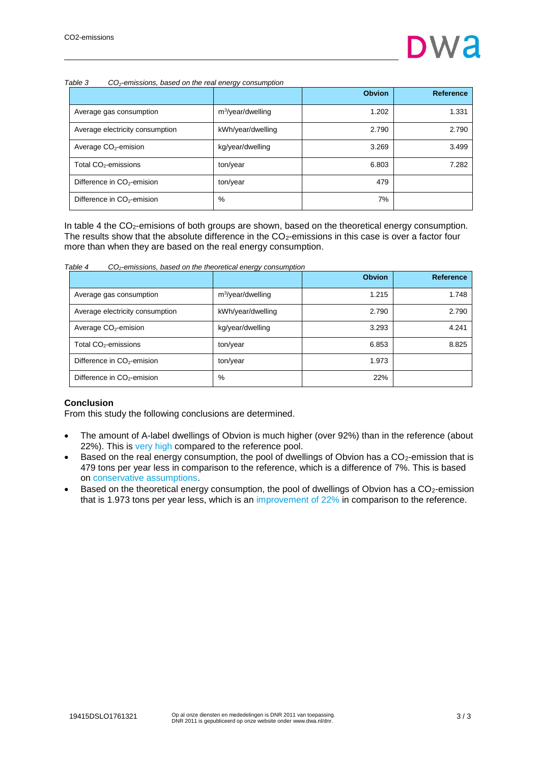*Table 3 $CO_2$-emissions, based on the real energy consumption*

| | | Obvion | Reference |
|---|---|---|---|
| Average gas consumption | $m^3$/year/dwelling | 1.202 | 1.331 |
| Average electricity consumption | kWh/year/dwelling | 2.790 | 2.790 |
| Average $CO_2$-emision | kg/year/dwelling | 3.269 | 3.499 |
| Total $CO_2$-emissions | ton/year | 6.803 | 7.282 |
| Difference in $CO_2$-emision | ton/year | 479 | |
| Difference in $CO_2$-emision | % | 7% | |

In table 4 the $CO_2$-emisions of both groups are shown, based on the theoretical energy consumption. The results show that the absolute difference in the $CO_2$-emissions in this case is over a factor four more than when they are based on the real energy consumption.

*Table 4 $CO_2$-emissions, based on the theoretical energy consumption*

| | | Obvion | Reference |
|---|---|---|---|
| Average gas consumption | $m^3$/year/dwelling | 1.215 | 1.748 |
| Average electricity consumption | kWh/year/dwelling | 2.790 | 2.790 |
| Average $CO_2$-emision | kg/year/dwelling | 3.293 | 4.241 |
| Total $CO_2$-emissions | ton/year | 6.853 | 8.825 |
| Difference in $CO_2$-emision | ton/year | 1.973 | |
| Difference in $CO_2$-emision | % | 22% | |

**Conclusion**

From this study the following conclusions are determined.

- The amount of A-label dwellings of Obvion is much higher (over 92%) than in the reference (about 22%). This is very high compared to the reference pool.
- Based on the real energy consumption, the pool of dwellings of Obvion has a $CO_2$-emission that is 479 tons per year less in comparison to the reference, which is a difference of 7%. This is based on conservative assumptions.
- Based on the theoretical energy consumption, the pool of dwellings of Obvion has a $CO_2$-emission that is 1.973 tons per year less, which is an improvement of 22% in comparison to the reference.